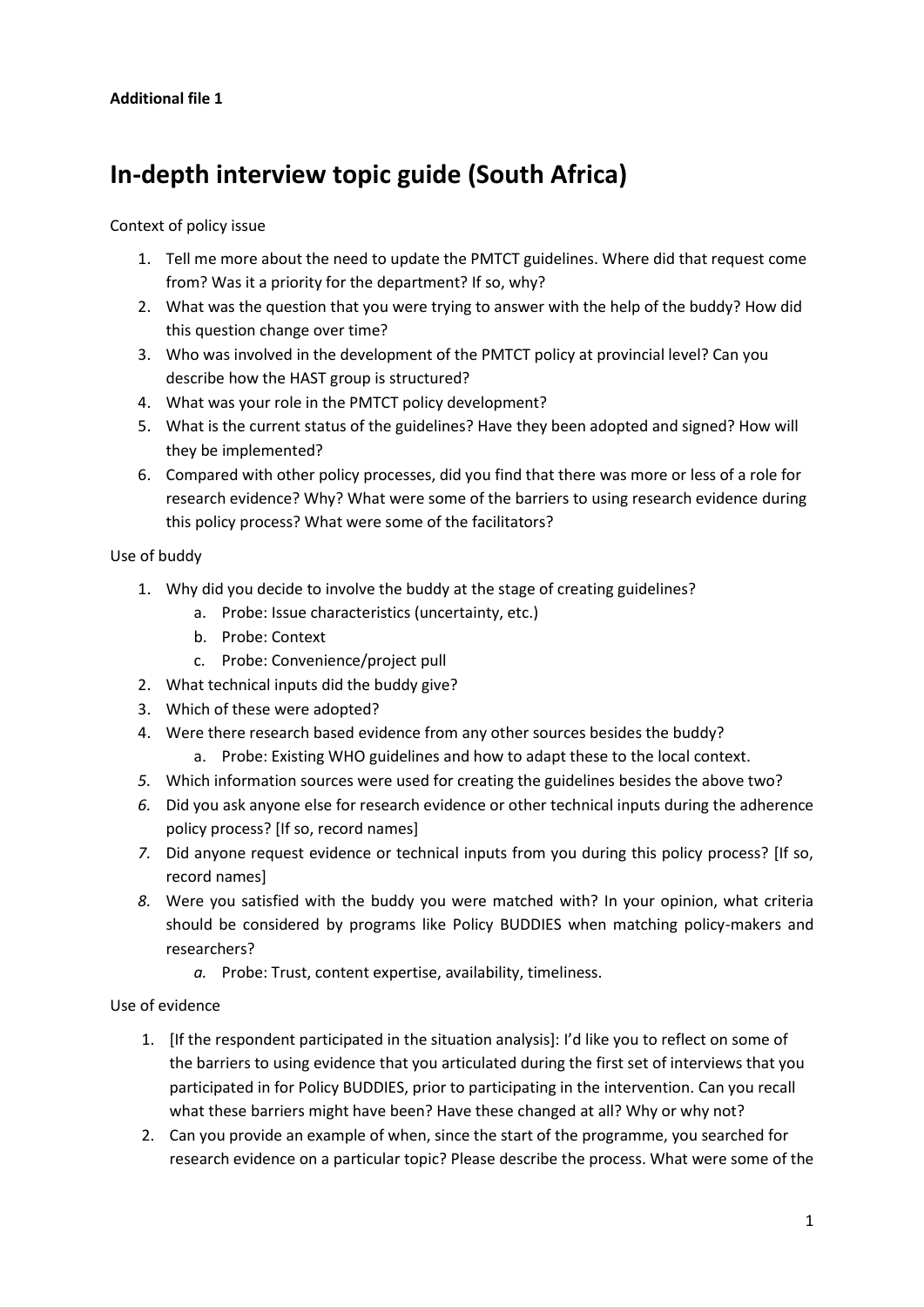**Additional file 1**

# In-depth interview topic guide (South Africa)

Context of policy issue

1. Tell me more about the need to update the PMTCT guidelines. Where did that request come from? Was it a priority for the department? If so, why?
2. What was the question that you were trying to answer with the help of the buddy? How did this question change over time?
3. Who was involved in the development of the PMTCT policy at provincial level? Can you describe how the HAST group is structured?
4. What was your role in the PMTCT policy development?
5. What is the current status of the guidelines? Have they been adopted and signed? How will they be implemented?
6. Compared with other policy processes, did you find that there was more or less of a role for research evidence? Why? What were some of the barriers to using research evidence during this policy process? What were some of the facilitators?

Use of buddy

1. Why did you decide to involve the buddy at the stage of creating guidelines?
   a. Probe: Issue characteristics (uncertainty, etc.)
   b. Probe: Context
   c. Probe: Convenience/project pull
2. What technical inputs did the buddy give?
3. Which of these were adopted?
4. Were there research based evidence from any other sources besides the buddy?
   a. Probe: Existing WHO guidelines and how to adapt these to the local context.
5. Which information sources were used for creating the guidelines besides the above two?
6. Did you ask anyone else for research evidence or other technical inputs during the adherence policy process? [If so, record names]
7. Did anyone request evidence or technical inputs from you during this policy process? [If so, record names]
8. Were you satisfied with the buddy you were matched with? In your opinion, what criteria should be considered by programs like Policy BUDDIES when matching policy-makers and researchers?
   a. Probe: Trust, content expertise, availability, timeliness.

Use of evidence

1. [If the respondent participated in the situation analysis]: I'd like you to reflect on some of the barriers to using evidence that you articulated during the first set of interviews that you participated in for Policy BUDDIES, prior to participating in the intervention. Can you recall what these barriers might have been? Have these changed at all? Why or why not?
2. Can you provide an example of when, since the start of the programme, you searched for research evidence on a particular topic? Please describe the process. What were some of the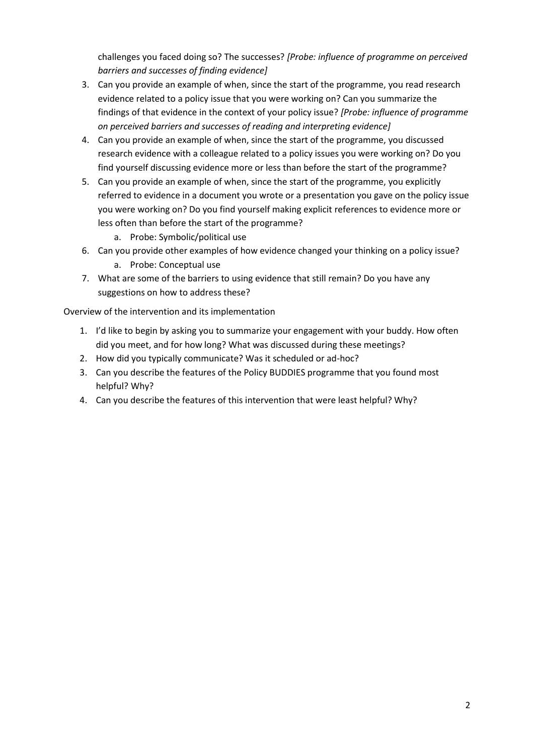challenges you faced doing so? The successes? *[Probe: influence of programme on perceived barriers and successes of finding evidence]*

3. Can you provide an example of when, since the start of the programme, you read research evidence related to a policy issue that you were working on? Can you summarize the findings of that evidence in the context of your policy issue? *[Probe: influence of programme on perceived barriers and successes of reading and interpreting evidence]*
4. Can you provide an example of when, since the start of the programme, you discussed research evidence with a colleague related to a policy issues you were working on? Do you find yourself discussing evidence more or less than before the start of the programme?
5. Can you provide an example of when, since the start of the programme, you explicitly referred to evidence in a document you wrote or a presentation you gave on the policy issue you were working on? Do you find yourself making explicit references to evidence more or less often than before the start of the programme?
    a. Probe: Symbolic/political use
6. Can you provide other examples of how evidence changed your thinking on a policy issue?
    a. Probe: Conceptual use
7. What are some of the barriers to using evidence that still remain? Do you have any suggestions on how to address these?

Overview of the intervention and its implementation

1. I'd like to begin by asking you to summarize your engagement with your buddy. How often did you meet, and for how long? What was discussed during these meetings?
2. How did you typically communicate? Was it scheduled or ad-hoc?
3. Can you describe the features of the Policy BUDDIES programme that you found most helpful? Why?
4. Can you describe the features of this intervention that were least helpful? Why?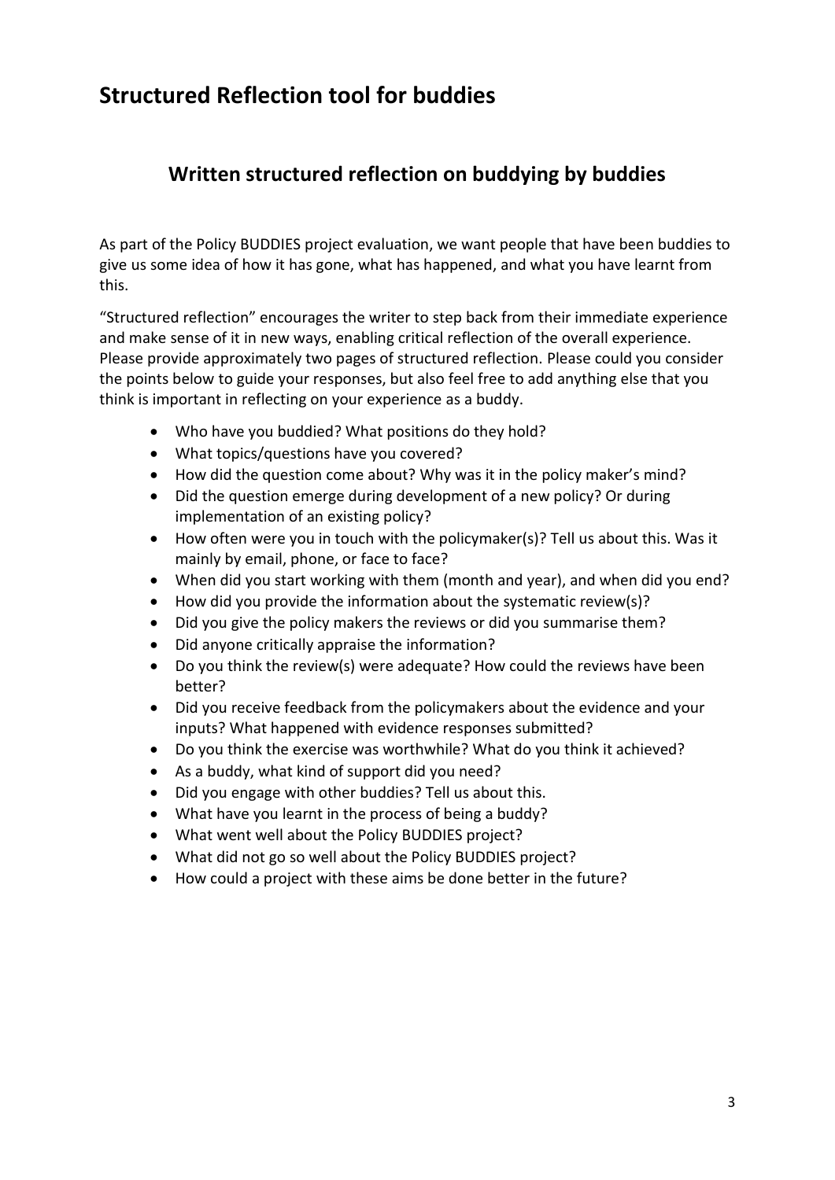# Structured Reflection tool for buddies

## Written structured reflection on buddying by buddies

As part of the Policy BUDDIES project evaluation, we want people that have been buddies to give us some idea of how it has gone, what has happened, and what you have learnt from this.

"Structured reflection" encourages the writer to step back from their immediate experience and make sense of it in new ways, enabling critical reflection of the overall experience. Please provide approximately two pages of structured reflection. Please could you consider the points below to guide your responses, but also feel free to add anything else that you think is important in reflecting on your experience as a buddy.

- Who have you buddied? What positions do they hold?
- What topics/questions have you covered?
- How did the question come about? Why was it in the policy maker's mind?
- Did the question emerge during development of a new policy? Or during implementation of an existing policy?
- How often were you in touch with the policymaker(s)? Tell us about this. Was it mainly by email, phone, or face to face?
- When did you start working with them (month and year), and when did you end?
- How did you provide the information about the systematic review(s)?
- Did you give the policy makers the reviews or did you summarise them?
- Did anyone critically appraise the information?
- Do you think the review(s) were adequate? How could the reviews have been better?
- Did you receive feedback from the policymakers about the evidence and your inputs? What happened with evidence responses submitted?
- Do you think the exercise was worthwhile? What do you think it achieved?
- As a buddy, what kind of support did you need?
- Did you engage with other buddies? Tell us about this.
- What have you learnt in the process of being a buddy?
- What went well about the Policy BUDDIES project?
- What did not go so well about the Policy BUDDIES project?
- How could a project with these aims be done better in the future?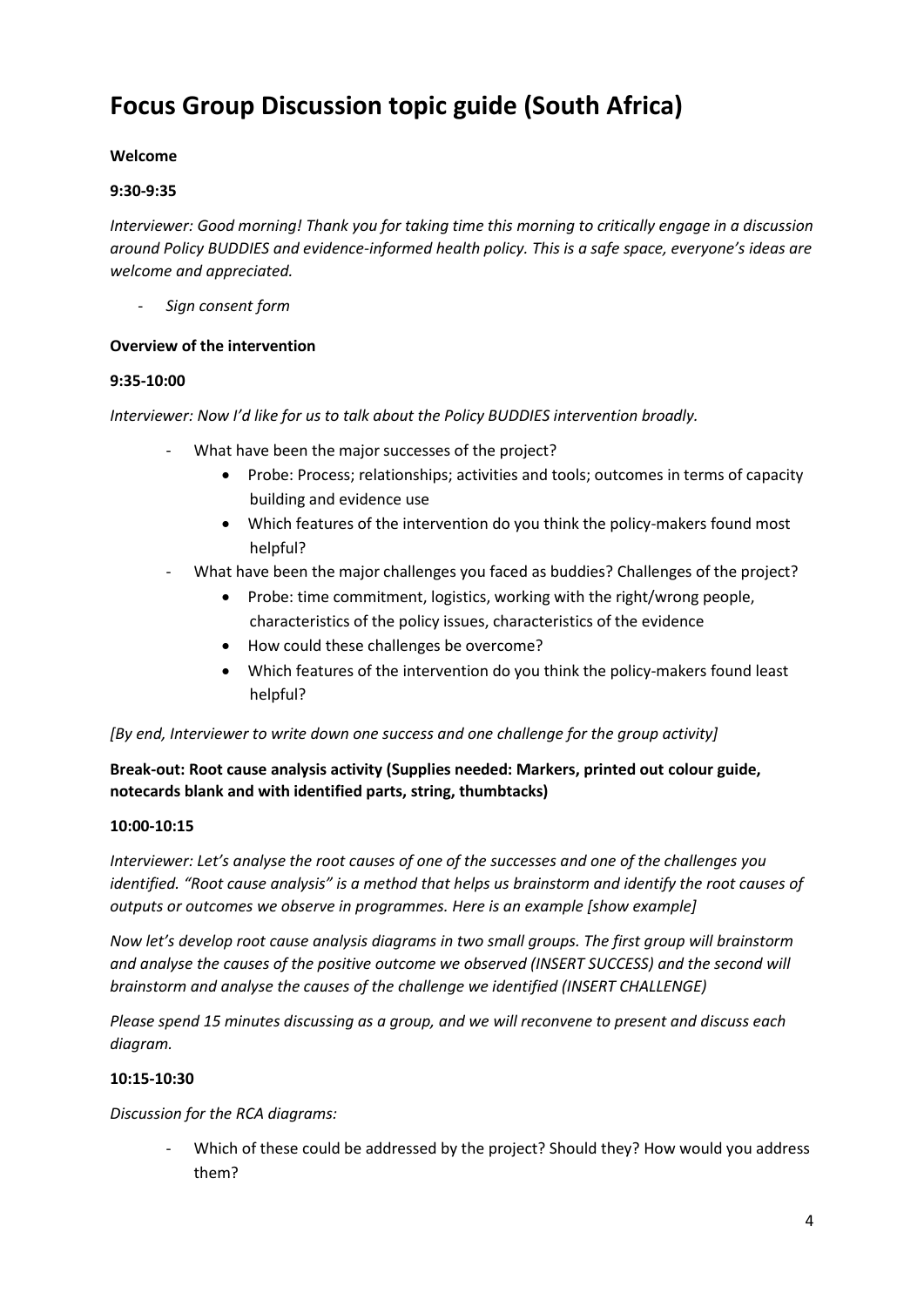# Focus Group Discussion topic guide (South Africa)

**Welcome**

**9:30-9:35**

*Interviewer: Good morning! Thank you for taking time this morning to critically engage in a discussion around Policy BUDDIES and evidence-informed health policy. This is a safe space, everyone's ideas are welcome and appreciated.*

- *Sign consent form*

**Overview of the intervention**

**9:35-10:00**

*Interviewer: Now I'd like for us to talk about the Policy BUDDIES intervention broadly.*

- What have been the major successes of the project?
    - Probe: Process; relationships; activities and tools; outcomes in terms of capacity building and evidence use
    - Which features of the intervention do you think the policy-makers found most helpful?
- What have been the major challenges you faced as buddies? Challenges of the project?
    - Probe: time commitment, logistics, working with the right/wrong people, characteristics of the policy issues, characteristics of the evidence
    - How could these challenges be overcome?
    - Which features of the intervention do you think the policy-makers found least helpful?

*[By end, Interviewer to write down one success and one challenge for the group activity]*

**Break-out: Root cause analysis activity (Supplies needed: Markers, printed out colour guide, notecards blank and with identified parts, string, thumbtacks)**

**10:00-10:15**

*Interviewer: Let's analyse the root causes of one of the successes and one of the challenges you identified. "Root cause analysis" is a method that helps us brainstorm and identify the root causes of outputs or outcomes we observe in programmes. Here is an example [show example]*

*Now let's develop root cause analysis diagrams in two small groups. The first group will brainstorm and analyse the causes of the positive outcome we observed (INSERT SUCCESS) and the second will brainstorm and analyse the causes of the challenge we identified (INSERT CHALLENGE)*

*Please spend 15 minutes discussing as a group, and we will reconvene to present and discuss each diagram.*

**10:15-10:30**

*Discussion for the RCA diagrams:*

- Which of these could be addressed by the project? Should they? How would you address them?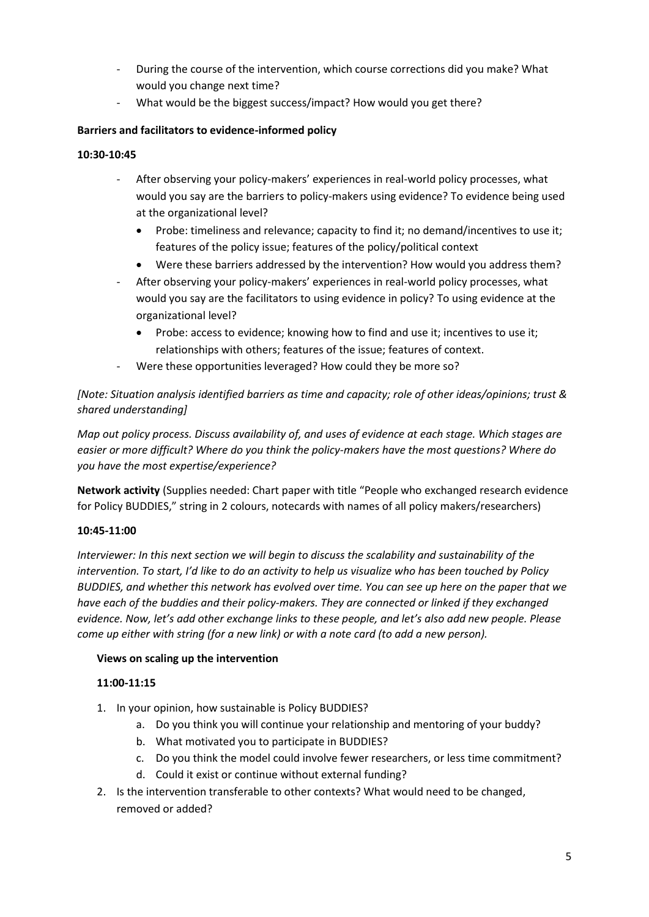- During the course of the intervention, which course corrections did you make? What would you change next time?
- What would be the biggest success/impact? How would you get there?

**Barriers and facilitators to evidence-informed policy**

**10:30-10:45**

- After observing your policy-makers' experiences in real-world policy processes, what would you say are the barriers to policy-makers using evidence? To evidence being used at the organizational level?
  - Probe: timeliness and relevance; capacity to find it; no demand/incentives to use it; features of the policy issue; features of the policy/political context
  - Were these barriers addressed by the intervention? How would you address them?
- After observing your policy-makers' experiences in real-world policy processes, what would you say are the facilitators to using evidence in policy? To using evidence at the organizational level?
  - Probe: access to evidence; knowing how to find and use it; incentives to use it; relationships with others; features of the issue; features of context.
- Were these opportunities leveraged? How could they be more so?

*[Note: Situation analysis identified barriers as time and capacity; role of other ideas/opinions; trust & shared understanding]*

*Map out policy process. Discuss availability of, and uses of evidence at each stage. Which stages are easier or more difficult? Where do you think the policy-makers have the most questions? Where do you have the most expertise/experience?*

**Network activity** (Supplies needed: Chart paper with title "People who exchanged research evidence for Policy BUDDIES," string in 2 colours, notecards with names of all policy makers/researchers)

**10:45-11:00**

*Interviewer: In this next section we will begin to discuss the scalability and sustainability of the intervention. To start, I'd like to do an activity to help us visualize who has been touched by Policy BUDDIES, and whether this network has evolved over time. You can see up here on the paper that we have each of the buddies and their policy-makers. They are connected or linked if they exchanged evidence. Now, let's add other exchange links to these people, and let's also add new people. Please come up either with string (for a new link) or with a note card (to add a new person).*

**Views on scaling up the intervention**

**11:00-11:15**

1. In your opinion, how sustainable is Policy BUDDIES?
   a. Do you think you will continue your relationship and mentoring of your buddy?
   b. What motivated you to participate in BUDDIES?
   c. Do you think the model could involve fewer researchers, or less time commitment?
   d. Could it exist or continue without external funding?
2. Is the intervention transferable to other contexts? What would need to be changed, removed or added?